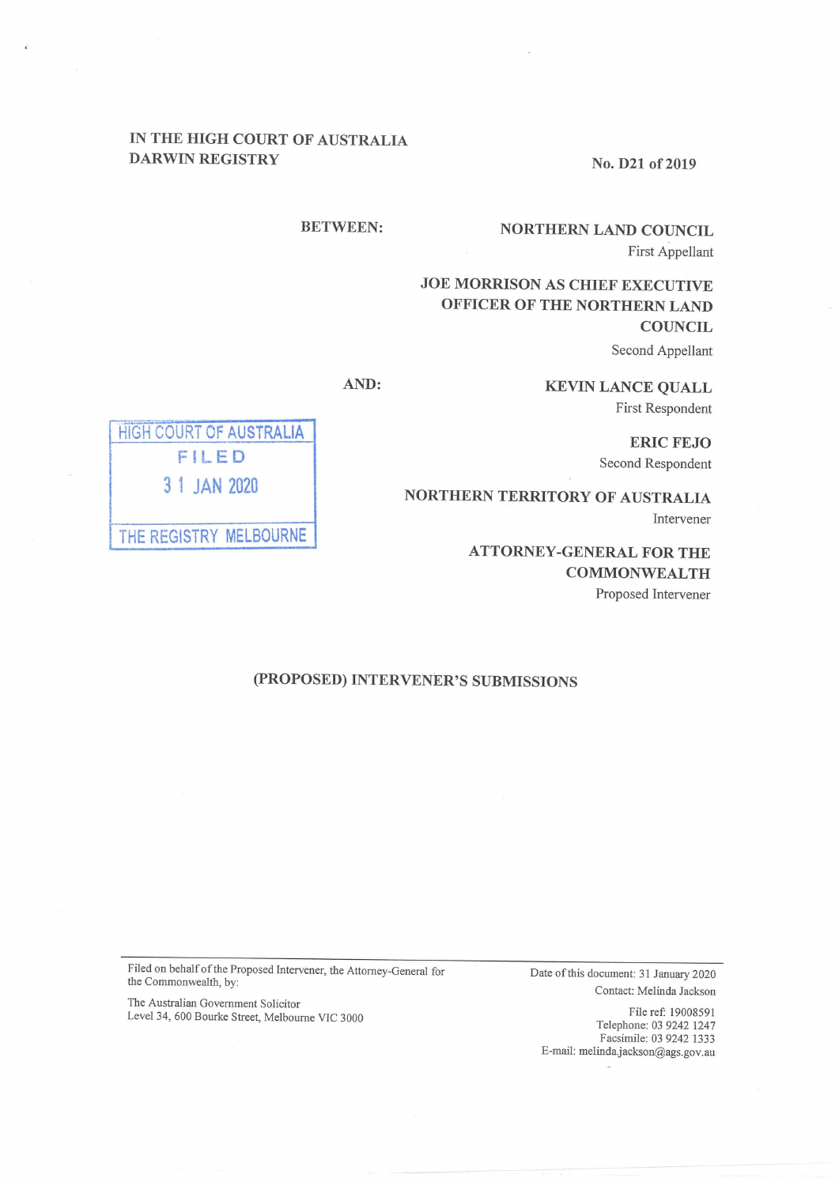IN THE HIGH COURT OF AUSTRALIA
DARWIN REGISTRY

No. D21 of 2019

BETWEEN:

**NORTHERN LAND COUNCIL**
First Appellant

**JOE MORRISON AS CHIEF EXECUTIVE OFFICER OF THE NORTHERN LAND COUNCIL**
Second Appellant

AND:

**KEVIN LANCE QUALL**
First Respondent

**ERIC FEJO**
Second Respondent

**NORTHERN TERRITORY OF AUSTRALIA**
Intervener

**ATTORNEY-GENERAL FOR THE COMMONWEALTH**
Proposed Intervener

HIGH COURT OF AUSTRALIA
FILED
31 JAN 2020
THE REGISTRY MELBOURNE

## (PROPOSED) INTERVENER'S SUBMISSIONS

---

Filed on behalf of the Proposed Intervener, the Attorney-General for the Commonwealth, by:

The Australian Government Solicitor
Level 34, 600 Bourke Street, Melbourne VIC 3000

Date of this document: 31 January 2020
Contact: Melinda Jackson

File ref: 19008591
Telephone: 03 9242 1247
Facsimile: 03 9242 1333
E-mail: melinda.jackson@ags.gov.au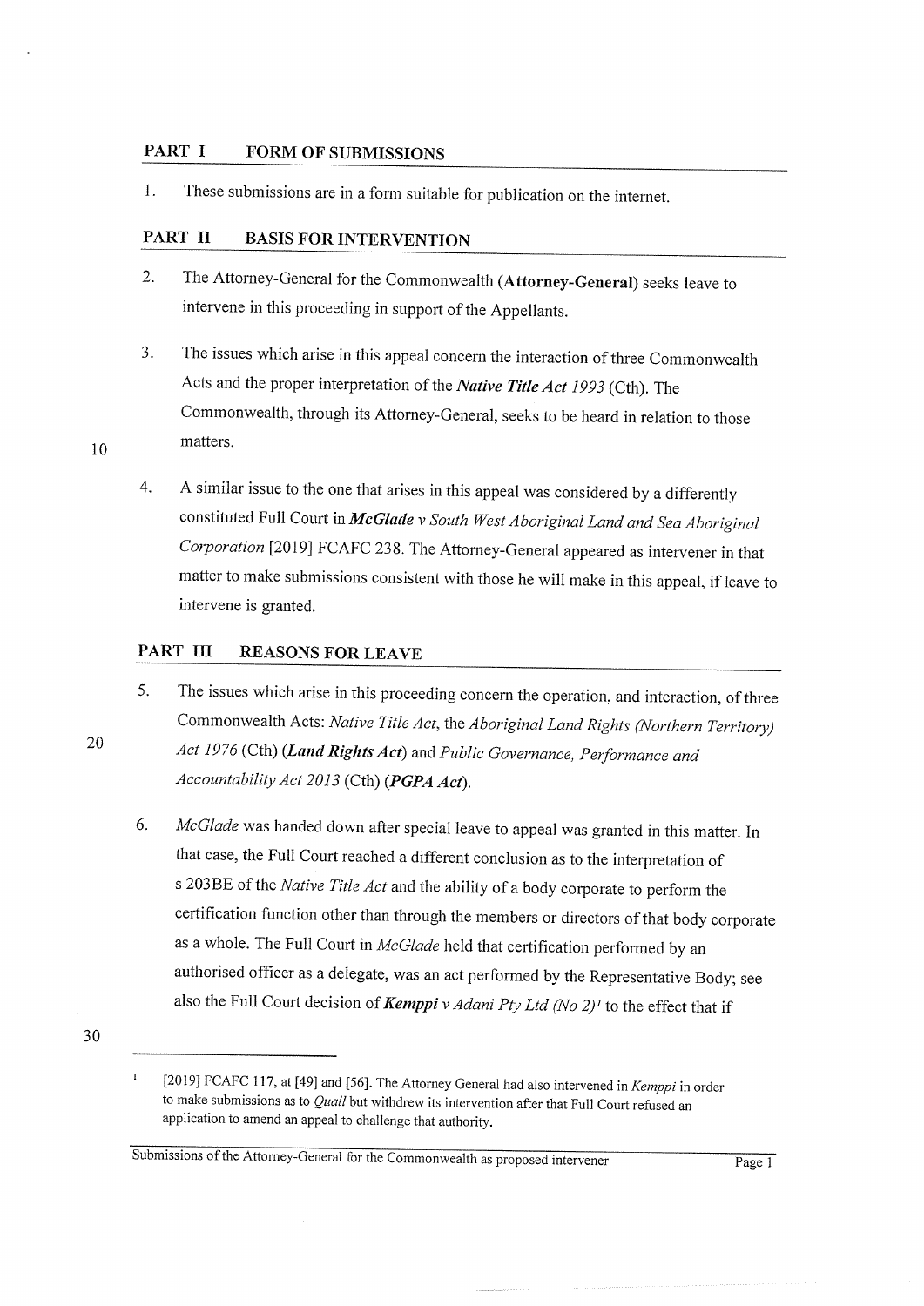## PART I FORM OF SUBMISSIONS

1. These submissions are in a form suitable for publication on the internet.

## PART II BASIS FOR INTERVENTION

2. The Attorney-General for the Commonwealth (**Attorney-General**) seeks leave to intervene in this proceeding in support of the Appellants.

3. The issues which arise in this appeal concern the interaction of three Commonwealth Acts and the proper interpretation of the ***Native Title Act** 1993* (Cth). The Commonwealth, through its Attorney-General, seeks to be heard in relation to those matters.

4. A similar issue to the one that arises in this appeal was considered by a differently constituted Full Court in ***McGlade** v South West Aboriginal Land and Sea Aboriginal Corporation* [2019] FCAFC 238. The Attorney-General appeared as intervener in that matter to make submissions consistent with those he will make in this appeal, if leave to intervene is granted.

## PART III REASONS FOR LEAVE

5. The issues which arise in this proceeding concern the operation, and interaction, of three Commonwealth Acts: *Native Title Act*, the *Aboriginal Land Rights (Northern Territory) Act 1976* (Cth) (***Land Rights Act***) and *Public Governance, Performance and Accountability Act 2013* (Cth) (***PGPA Act***).

6. *McGlade* was handed down after special leave to appeal was granted in this matter. In that case, the Full Court reached a different conclusion as to the interpretation of s 203BE of the *Native Title Act* and the ability of a body corporate to perform the certification function other than through the members or directors of that body corporate as a whole. The Full Court in *McGlade* held that certification performed by an authorised officer as a delegate, was an act performed by the Representative Body; see also the Full Court decision of ***Kemppi** v Adani Pty Ltd (No 2)*[1] to the effect that if

---

[1] [2019] FCAFC 117, at [49] and [56]. The Attorney General had also intervened in *Kemppi* in order to make submissions as to *Quall* but withdrew its intervention after that Full Court refused an application to amend an appeal to challenge that authority.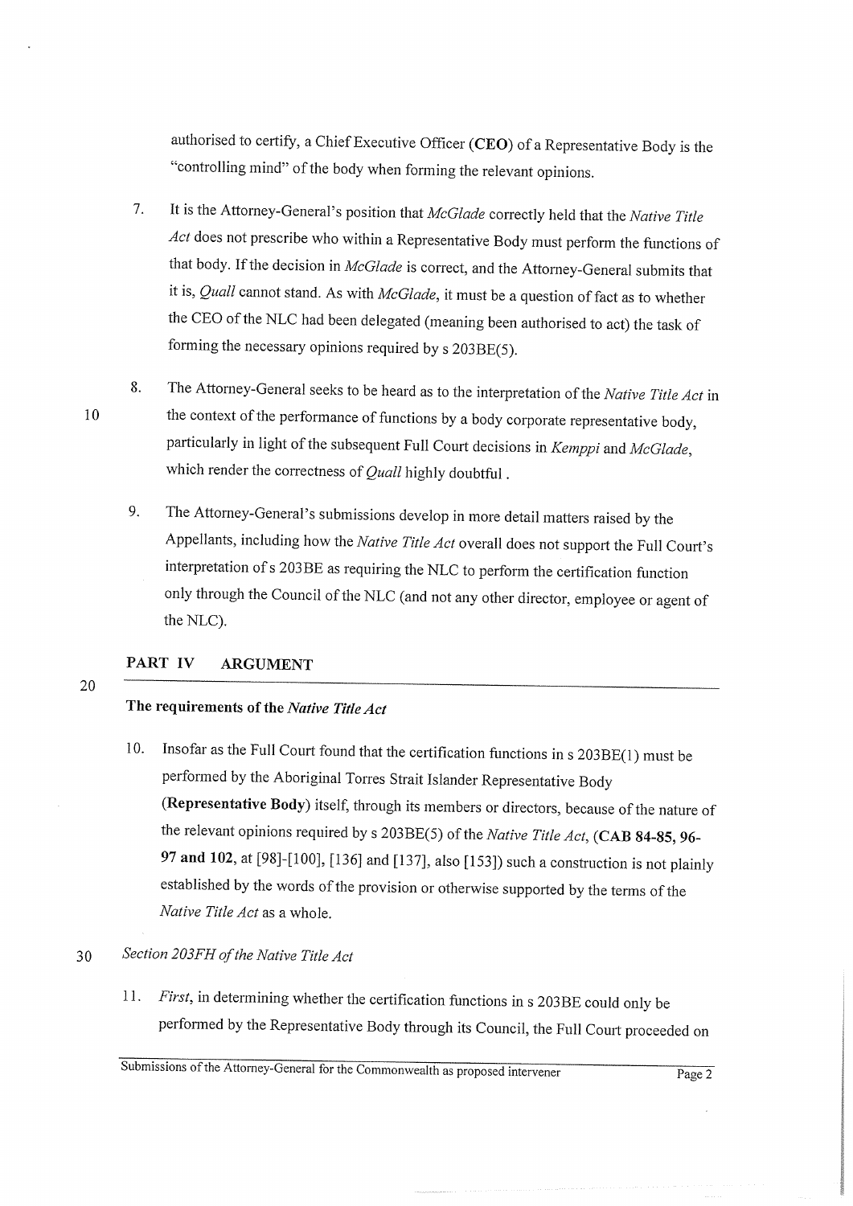authorised to certify, a Chief Executive Officer (**CEO**) of a Representative Body is the "controlling mind" of the body when forming the relevant opinions.

7. It is the Attorney-General's position that *McGlade* correctly held that the *Native Title Act* does not prescribe who within a Representative Body must perform the functions of that body. If the decision in *McGlade* is correct, and the Attorney-General submits that it is, *Quall* cannot stand. As with *McGlade*, it must be a question of fact as to whether the CEO of the NLC had been delegated (meaning been authorised to act) the task of forming the necessary opinions required by s 203BE(5).

8. The Attorney-General seeks to be heard as to the interpretation of the *Native Title Act* in the context of the performance of functions by a body corporate representative body, particularly in light of the subsequent Full Court decisions in *Kemppi* and *McGlade*, which render the correctness of *Quall* highly doubtful .

9. The Attorney-General's submissions develop in more detail matters raised by the Appellants, including how the *Native Title Act* overall does not support the Full Court's interpretation of s 203BE as requiring the NLC to perform the certification function only through the Council of the NLC (and not any other director, employee or agent of the NLC).

## PART IV ARGUMENT

### The requirements of the *Native Title Act*

10. Insofar as the Full Court found that the certification functions in s 203BE(1) must be performed by the Aboriginal Torres Strait Islander Representative Body (**Representative Body**) itself, through its members or directors, because of the nature of the relevant opinions required by s 203BE(5) of the *Native Title Act*, (**CAB 84-85, 96-97 and 102**, at [98]-[100], [136] and [137], also [153]) such a construction is not plainly established by the words of the provision or otherwise supported by the terms of the *Native Title Act* as a whole.

*Section 203FH of the Native Title Act*

11. *First*, in determining whether the certification functions in s 203BE could only be performed by the Representative Body through its Council, the Full Court proceeded on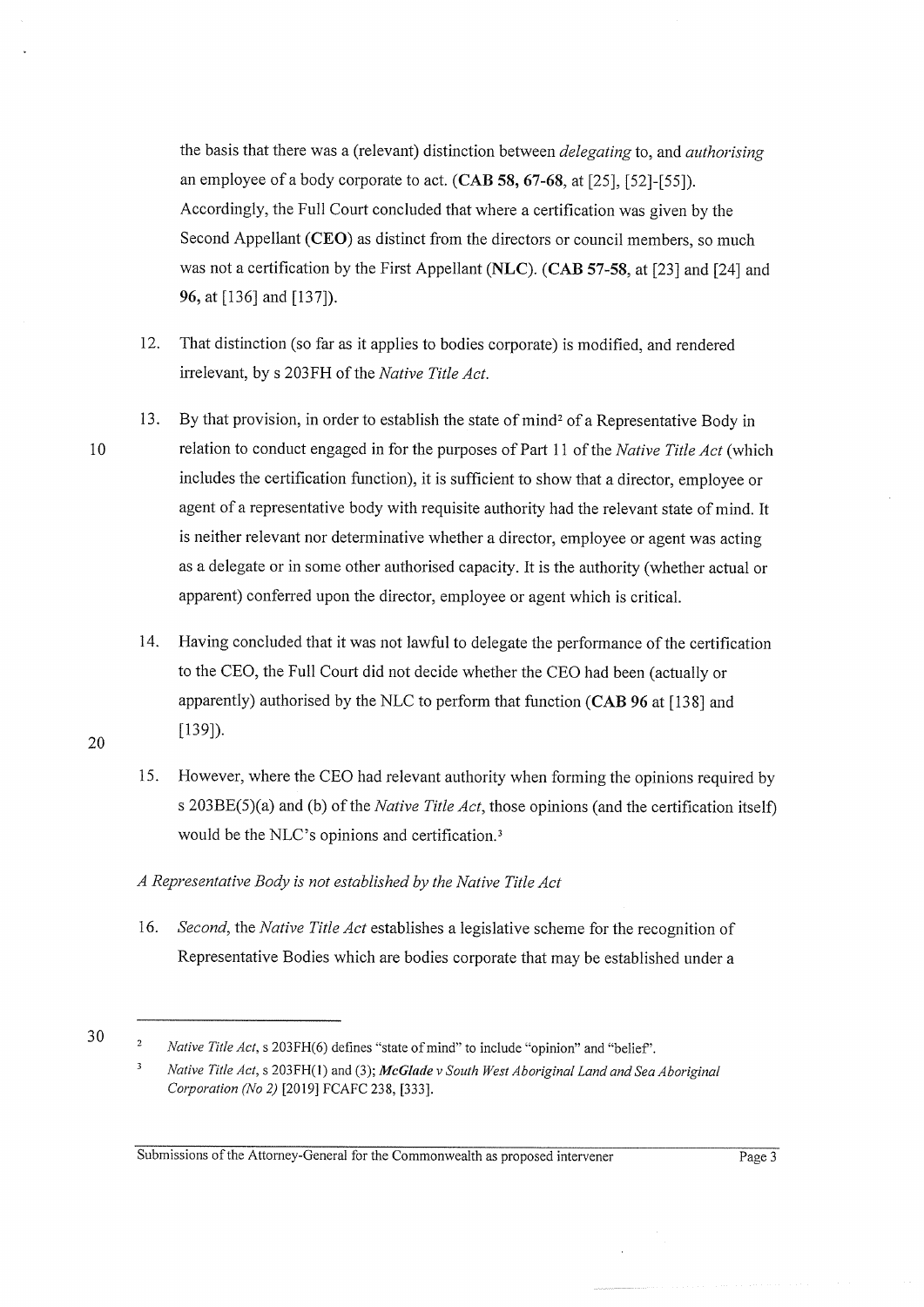the basis that there was a (relevant) distinction between *delegating* to, and *authorising* an employee of a body corporate to act. (**CAB 58, 67-68**, at [25], [52]-[55]). Accordingly, the Full Court concluded that where a certification was given by the Second Appellant (**CEO**) as distinct from the directors or council members, so much was not a certification by the First Appellant (**NLC**). (**CAB 57-58**, at [23] and [24] and **96,** at [136] and [137]).

12. That distinction (so far as it applies to bodies corporate) is modified, and rendered irrelevant, by s 203FH of the *Native Title Act*.

13. By that provision, in order to establish the state of mind[2] of a Representative Body in relation to conduct engaged in for the purposes of Part 11 of the *Native Title Act* (which includes the certification function), it is sufficient to show that a director, employee or agent of a representative body with requisite authority had the relevant state of mind. It is neither relevant nor determinative whether a director, employee or agent was acting as a delegate or in some other authorised capacity. It is the authority (whether actual or apparent) conferred upon the director, employee or agent which is critical.

14. Having concluded that it was not lawful to delegate the performance of the certification to the CEO, the Full Court did not decide whether the CEO had been (actually or apparently) authorised by the NLC to perform that function (**CAB 96** at [138] and [139]).

15. However, where the CEO had relevant authority when forming the opinions required by s 203BE(5)(a) and (b) of the *Native Title Act*, those opinions (and the certification itself) would be the NLC's opinions and certification.[3]

*A Representative Body is not established by the Native Title Act*

16. *Second*, the *Native Title Act* establishes a legislative scheme for the recognition of Representative Bodies which are bodies corporate that may be established under a

---

[2] *Native Title Act*, s 203FH(6) defines "state of mind" to include "opinion" and "belief".

[3] *Native Title Act*, s 203FH(1) and (3); ***McGlade** v South West Aboriginal Land and Sea Aboriginal Corporation (No 2)* [2019] FCAFC 238, [333].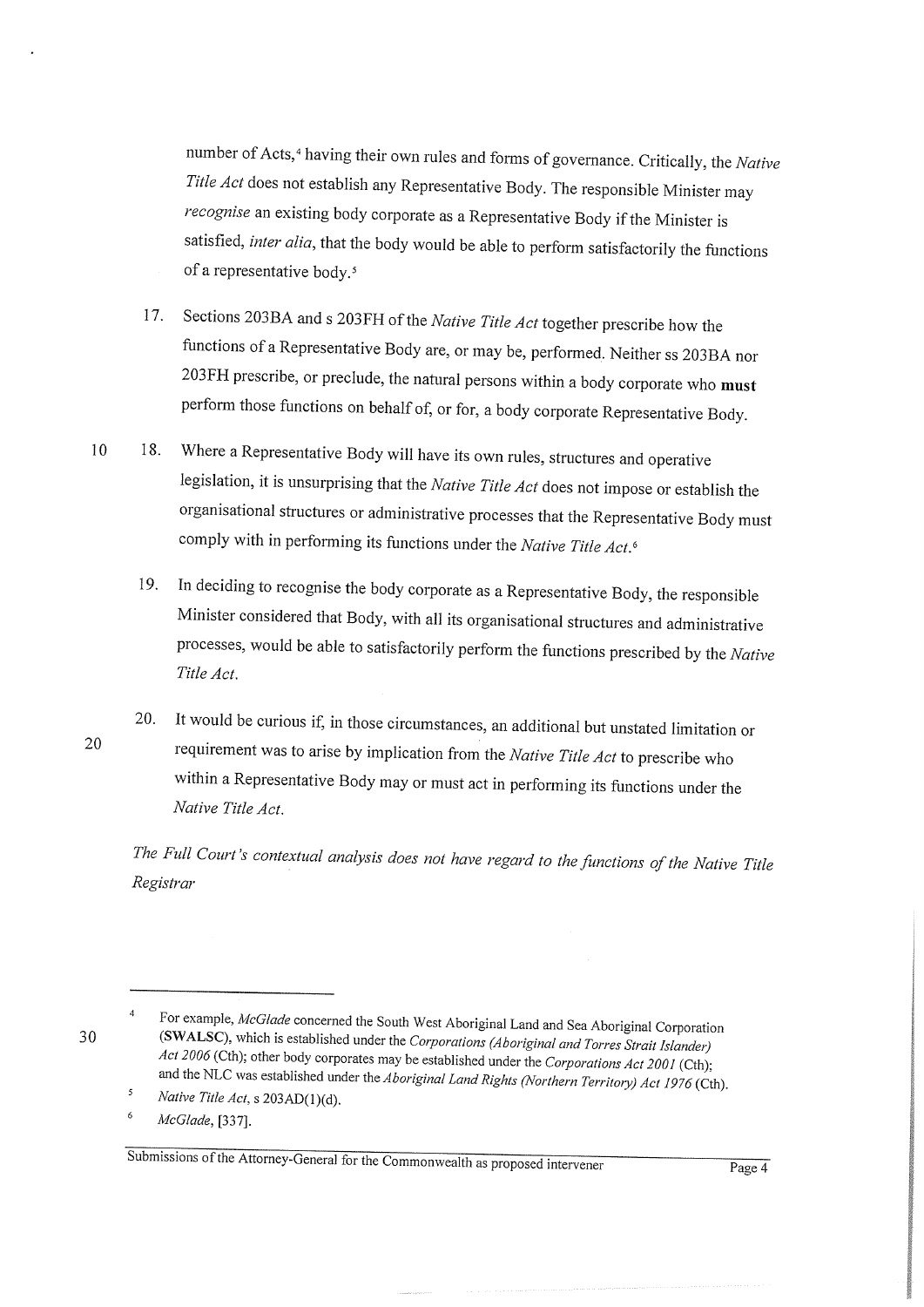number of Acts,[4] having their own rules and forms of governance. Critically, the *Native Title Act* does not establish any Representative Body. The responsible Minister may *recognise* an existing body corporate as a Representative Body if the Minister is satisfied, *inter alia*, that the body would be able to perform satisfactorily the functions of a representative body.[5]

17. Sections 203BA and s 203FH of the *Native Title Act* together prescribe how the functions of a Representative Body are, or may be, performed. Neither ss 203BA nor 203FH prescribe, or preclude, the natural persons within a body corporate who **must** perform those functions on behalf of, or for, a body corporate Representative Body.

18. Where a Representative Body will have its own rules, structures and operative legislation, it is unsurprising that the *Native Title Act* does not impose or establish the organisational structures or administrative processes that the Representative Body must comply with in performing its functions under the *Native Title Act*.[6]

19. In deciding to recognise the body corporate as a Representative Body, the responsible Minister considered that Body, with all its organisational structures and administrative processes, would be able to satisfactorily perform the functions prescribed by the *Native Title Act*.

20. It would be curious if, in those circumstances, an additional but unstated limitation or requirement was to arise by implication from the *Native Title Act* to prescribe who within a Representative Body may or must act in performing its functions under the *Native Title Act*.

*The Full Court's contextual analysis does not have regard to the functions of the Native Title Registrar*

---

[4] For example, *McGlade* concerned the South West Aboriginal Land and Sea Aboriginal Corporation (**SWALSC**), which is established under the *Corporations (Aboriginal and Torres Strait Islander) Act 2006* (Cth); other body corporates may be established under the *Corporations Act 2001* (Cth); and the NLC was established under the *Aboriginal Land Rights (Northern Territory) Act 1976* (Cth).

[5] *Native Title Act*, s 203AD(1)(d).

[6] *McGlade*, [337].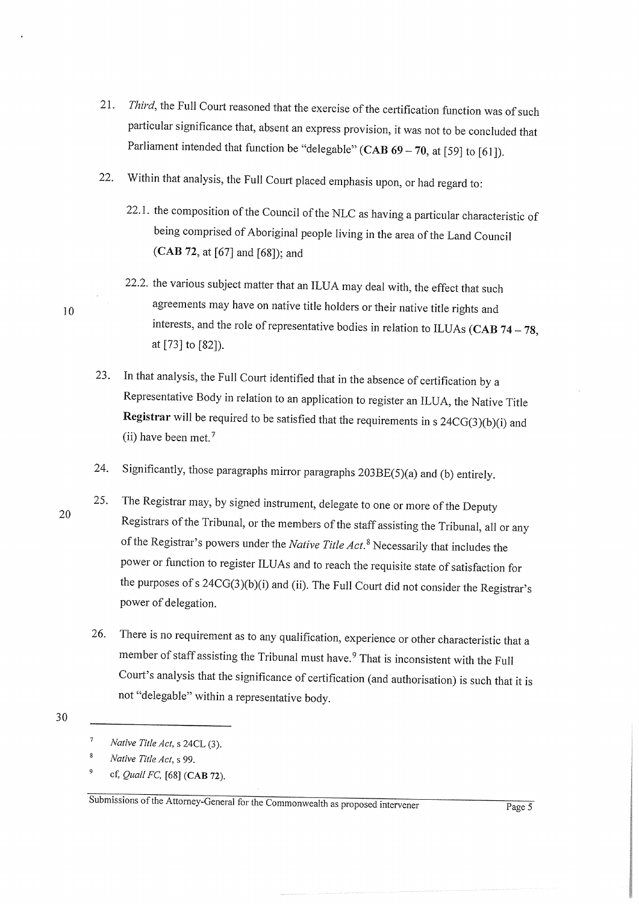21. *Third*, the Full Court reasoned that the exercise of the certification function was of such particular significance that, absent an express provision, it was not to be concluded that Parliament intended that function be "delegable" (**CAB 69 – 70**, at [59] to [61]).

22. Within that analysis, the Full Court placed emphasis upon, or had regard to:

    22.1. the composition of the Council of the NLC as having a particular characteristic of being comprised of Aboriginal people living in the area of the Land Council (**CAB 72**, at [67] and [68]); and

    22.2. the various subject matter that an ILUA may deal with, the effect that such agreements may have on native title holders or their native title rights and interests, and the role of representative bodies in relation to ILUAs (**CAB 74 – 78**, at [73] to [82]).

23. In that analysis, the Full Court identified that in the absence of certification by a Representative Body in relation to an application to register an ILUA, the Native Title **Registrar** will be required to be satisfied that the requirements in s 24CG(3)(b)(i) and (ii) have been met.[7]

24. Significantly, those paragraphs mirror paragraphs 203BE(5)(a) and (b) entirely.

25. The Registrar may, by signed instrument, delegate to one or more of the Deputy Registrars of the Tribunal, or the members of the staff assisting the Tribunal, all or any of the Registrar's powers under the *Native Title Act*.[8] Necessarily that includes the power or function to register ILUAs and to reach the requisite state of satisfaction for the purposes of s 24CG(3)(b)(i) and (ii). The Full Court did not consider the Registrar's power of delegation.

26. There is no requirement as to any qualification, experience or other characteristic that a member of staff assisting the Tribunal must have.[9] That is inconsistent with the Full Court's analysis that the significance of certification (and authorisation) is such that it is not "delegable" within a representative body.

---

[7] *Native Title Act*, s 24CL (3).

[8] *Native Title Act*, s 99.

[9] cf, *Quall FC*, [68] (**CAB 72**).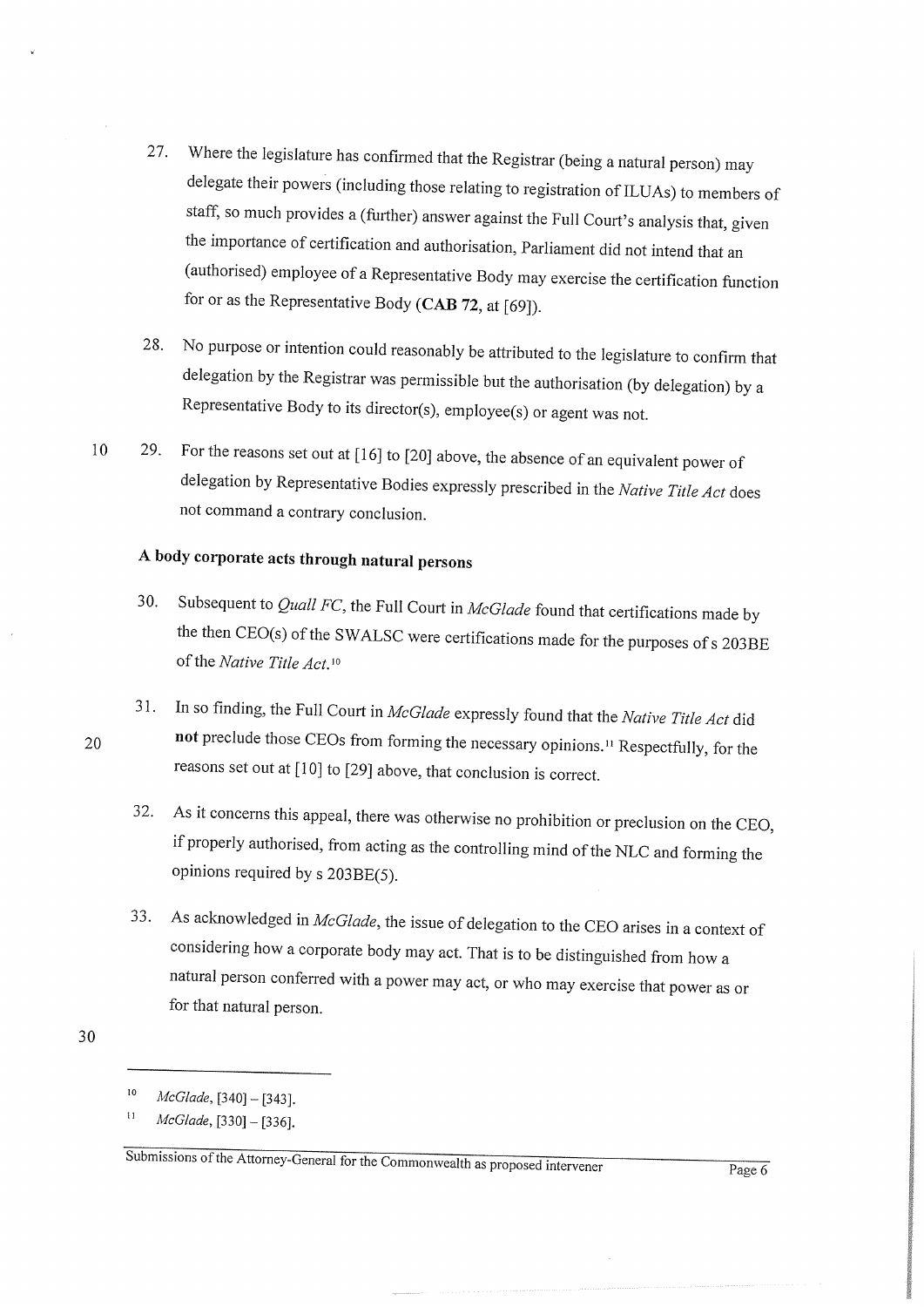27. Where the legislature has confirmed that the Registrar (being a natural person) may delegate their powers (including those relating to registration of ILUAs) to members of staff, so much provides a (further) answer against the Full Court's analysis that, given the importance of certification and authorisation, Parliament did not intend that an (authorised) employee of a Representative Body may exercise the certification function for or as the Representative Body (**CAB 72**, at [69]).

28. No purpose or intention could reasonably be attributed to the legislature to confirm that delegation by the Registrar was permissible but the authorisation (by delegation) by a Representative Body to its director(s), employee(s) or agent was not.

29. For the reasons set out at [16] to [20] above, the absence of an equivalent power of delegation by Representative Bodies expressly prescribed in the *Native Title Act* does not command a contrary conclusion.

### A body corporate acts through natural persons

30. Subsequent to *Quall FC*, the Full Court in *McGlade* found that certifications made by the then CEO(s) of the SWALSC were certifications made for the purposes of s 203BE of the *Native Title Act*.[10]

31. In so finding, the Full Court in *McGlade* expressly found that the *Native Title Act* did **not** preclude those CEOs from forming the necessary opinions.[11] Respectfully, for the reasons set out at [10] to [29] above, that conclusion is correct.

32. As it concerns this appeal, there was otherwise no prohibition or preclusion on the CEO, if properly authorised, from acting as the controlling mind of the NLC and forming the opinions required by s 203BE(5).

33. As acknowledged in *McGlade*, the issue of delegation to the CEO arises in a context of considering how a corporate body may act. That is to be distinguished from how a natural person conferred with a power may act, or who may exercise that power as or for that natural person.

---

[10] *McGlade*, [340] – [343].

[11] *McGlade*, [330] – [336].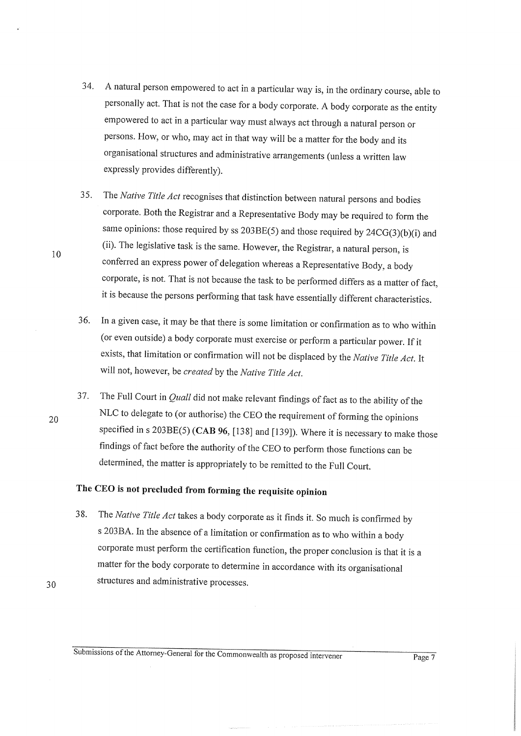34. A natural person empowered to act in a particular way is, in the ordinary course, able to personally act. That is not the case for a body corporate. A body corporate as the entity empowered to act in a particular way must always act through a natural person or persons. How, or who, may act in that way will be a matter for the body and its organisational structures and administrative arrangements (unless a written law expressly provides differently).

35. The *Native Title Act* recognises that distinction between natural persons and bodies corporate. Both the Registrar and a Representative Body may be required to form the same opinions: those required by ss 203BE(5) and those required by 24CG(3)(b)(i) and (ii). The legislative task is the same. However, the Registrar, a natural person, is conferred an express power of delegation whereas a Representative Body, a body corporate, is not. That is not because the task to be performed differs as a matter of fact, it is because the persons performing that task have essentially different characteristics.

36. In a given case, it may be that there is some limitation or confirmation as to who within (or even outside) a body corporate must exercise or perform a particular power. If it exists, that limitation or confirmation will not be displaced by the *Native Title Act*. It will not, however, be *created* by the *Native Title Act*.

37. The Full Court in *Quall* did not make relevant findings of fact as to the ability of the NLC to delegate to (or authorise) the CEO the requirement of forming the opinions specified in s 203BE(5) (**CAB 96**, [138] and [139]). Where it is necessary to make those findings of fact before the authority of the CEO to perform those functions can be determined, the matter is appropriately to be remitted to the Full Court.

## The CEO is not precluded from forming the requisite opinion

38. The *Native Title Act* takes a body corporate as it finds it. So much is confirmed by s 203BA. In the absence of a limitation or confirmation as to who within a body corporate must perform the certification function, the proper conclusion is that it is a matter for the body corporate to determine in accordance with its organisational structures and administrative processes.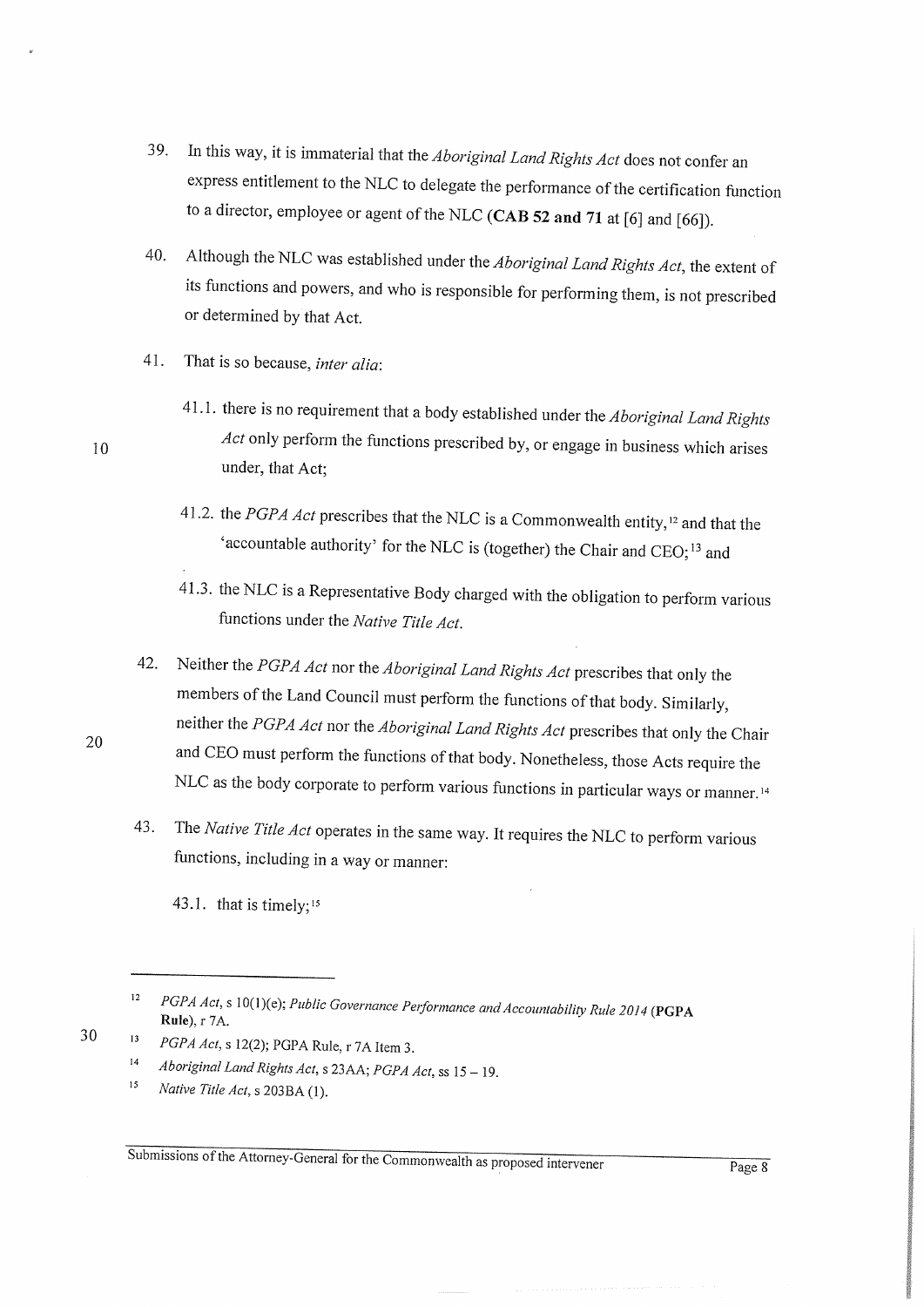39. In this way, it is immaterial that the *Aboriginal Land Rights Act* does not confer an express entitlement to the NLC to delegate the performance of the certification function to a director, employee or agent of the NLC (**CAB 52 and 71** at [6] and [66]).

40. Although the NLC was established under the *Aboriginal Land Rights Act*, the extent of its functions and powers, and who is responsible for performing them, is not prescribed or determined by that Act.

41. That is so because, *inter alia*:

    41.1. there is no requirement that a body established under the *Aboriginal Land Rights Act* only perform the functions prescribed by, or engage in business which arises under, that Act;

    41.2. the *PGPA Act* prescribes that the NLC is a Commonwealth entity,[12] and that the 'accountable authority' for the NLC is (together) the Chair and CEO;[13] and

    41.3. the NLC is a Representative Body charged with the obligation to perform various functions under the *Native Title Act*.

42. Neither the *PGPA Act* nor the *Aboriginal Land Rights Act* prescribes that only the members of the Land Council must perform the functions of that body. Similarly, neither the *PGPA Act* nor the *Aboriginal Land Rights Act* prescribes that only the Chair and CEO must perform the functions of that body. Nonetheless, those Acts require the NLC as the body corporate to perform various functions in particular ways or manner.[14]

43. The *Native Title Act* operates in the same way. It requires the NLC to perform various functions, including in a way or manner:

    43.1. that is timely;[15]

---

[12] *PGPA Act*, s 10(1)(e); *Public Governance Performance and Accountability Rule 2014* (**PGPA Rule**), r 7A.

[13] *PGPA Act*, s 12(2); PGPA Rule, r 7A Item 3.

[14] *Aboriginal Land Rights Act*, s 23AA; *PGPA Act*, ss 15 – 19.

[15] *Native Title Act*, s 203BA (1).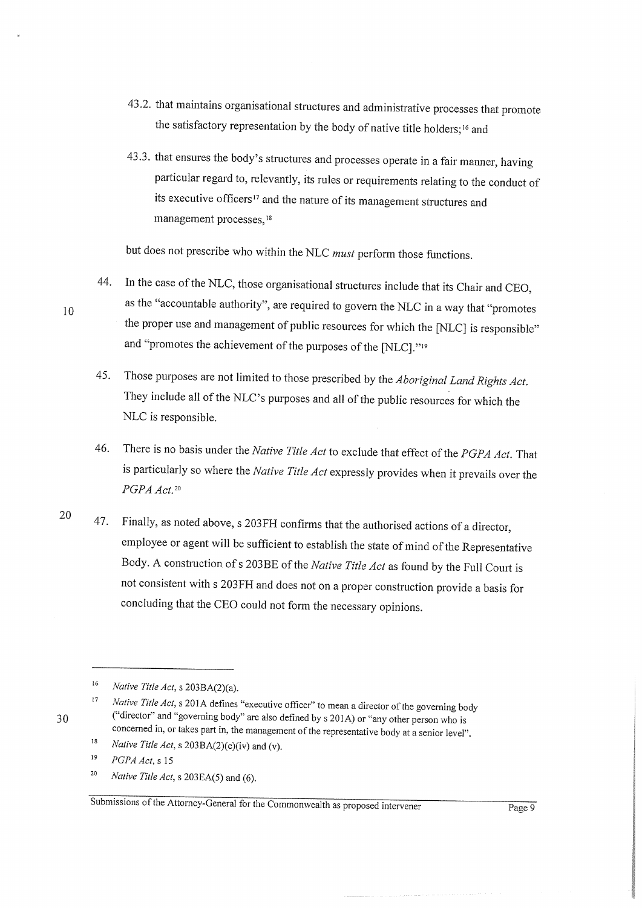43.2. that maintains organisational structures and administrative processes that promote the satisfactory representation by the body of native title holders;[16] and

43.3. that ensures the body's structures and processes operate in a fair manner, having particular regard to, relevantly, its rules or requirements relating to the conduct of its executive officers[17] and the nature of its management structures and management processes,[18]

but does not prescribe who within the NLC *must* perform those functions.

44. In the case of the NLC, those organisational structures include that its Chair and CEO, as the "accountable authority", are required to govern the NLC in a way that "promotes the proper use and management of public resources for which the [NLC] is responsible" and "promotes the achievement of the purposes of the [NLC]."[19]

45. Those purposes are not limited to those prescribed by the *Aboriginal Land Rights Act*. They include all of the NLC's purposes and all of the public resources for which the NLC is responsible.

46. There is no basis under the *Native Title Act* to exclude that effect of the *PGPA Act*. That is particularly so where the *Native Title Act* expressly provides when it prevails over the *PGPA Act*.[20]

47. Finally, as noted above, s 203FH confirms that the authorised actions of a director, employee or agent will be sufficient to establish the state of mind of the Representative Body. A construction of s 203BE of the *Native Title Act* as found by the Full Court is not consistent with s 203FH and does not on a proper construction provide a basis for concluding that the CEO could not form the necessary opinions.

---

[16] *Native Title Act*, s 203BA(2)(a).

[17] *Native Title Act*, s 201A defines "executive officer" to mean a director of the governing body ("director" and "governing body" are also defined by s 201A) or "any other person who is concerned in, or takes part in, the management of the representative body at a senior level".

[18] *Native Title Act*, s 203BA(2)(c)(iv) and (v).

[19] *PGPA Act*, s 15

[20] *Native Title Act*, s 203EA(5) and (6).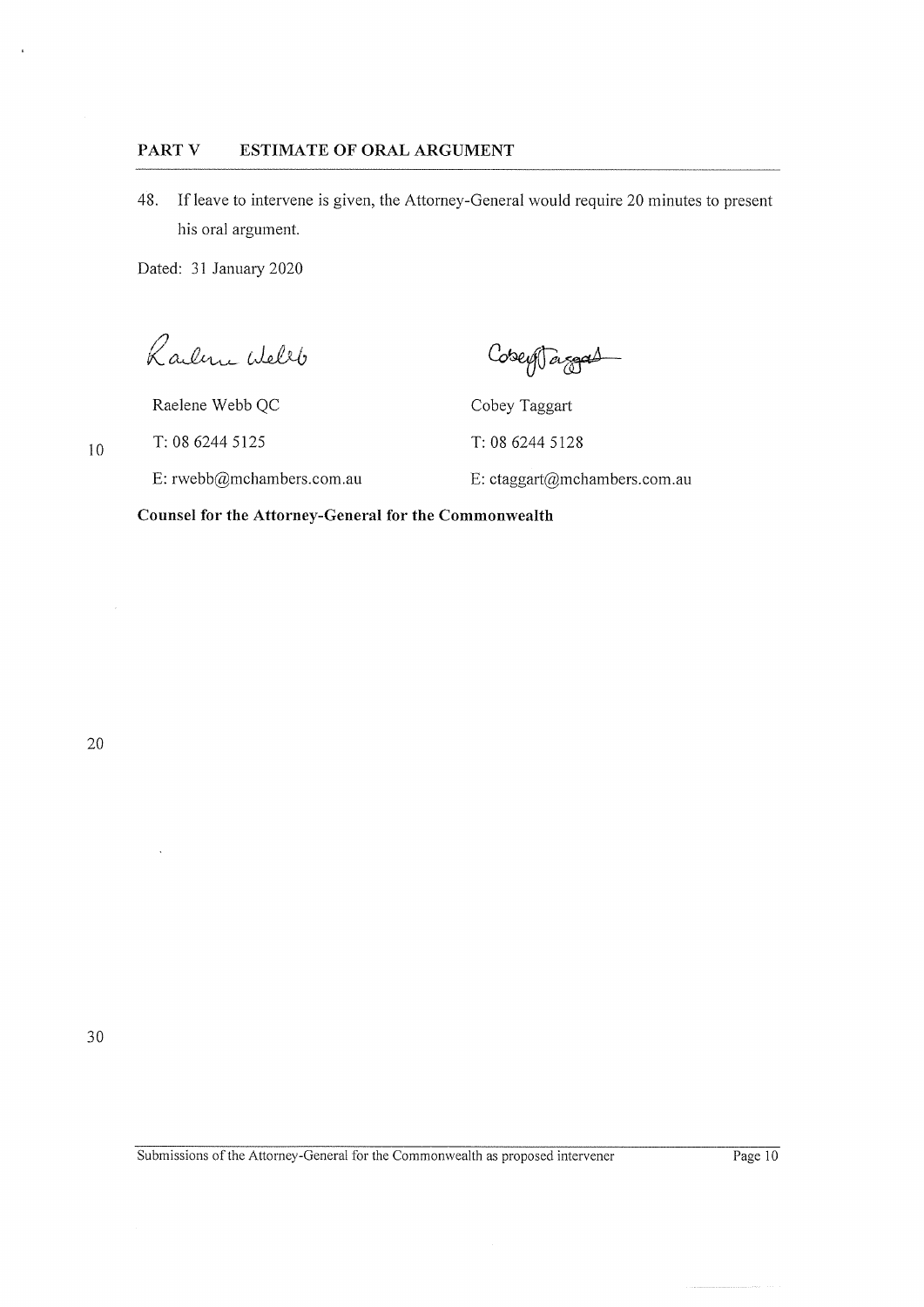## PART V ESTIMATE OF ORAL ARGUMENT

48. If leave to intervene is given, the Attorney-General would require 20 minutes to present his oral argument.

Dated: 31 January 2020

| | |
|---|---|
| Raelene Webb QC | Cobey Taggart |
| T: 08 6244 5125 | T: 08 6244 5128 |
| E: rwebb@mchambers.com.au | E: ctaggart@mchambers.com.au |

**Counsel for the Attorney-General for the Commonwealth**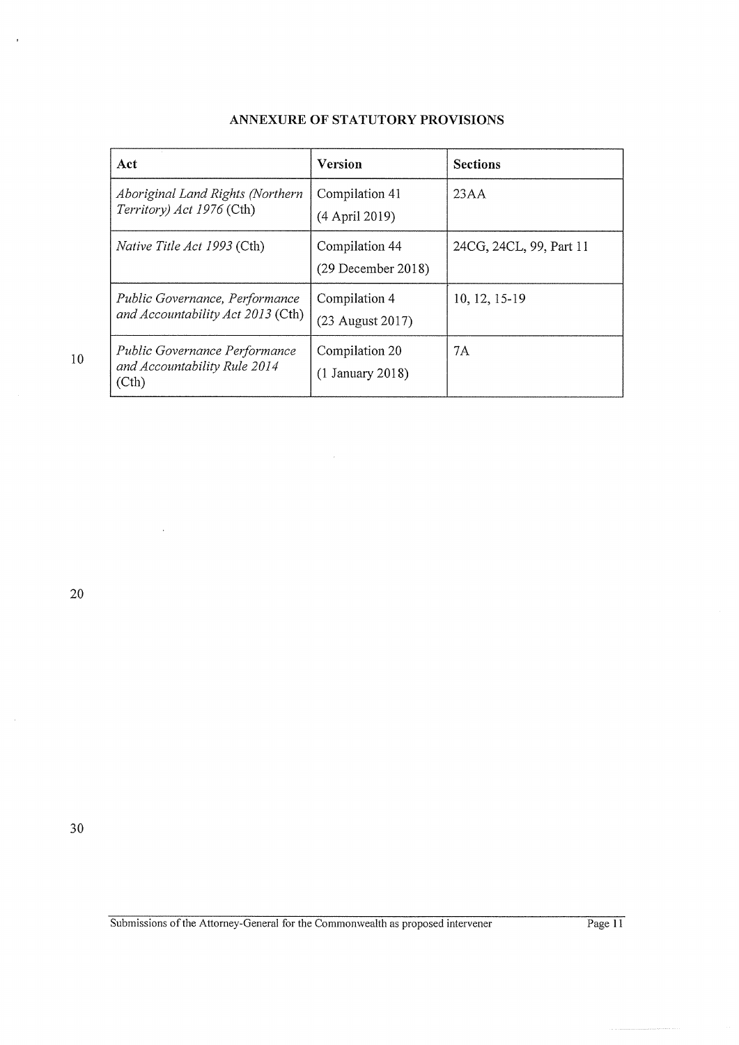## ANNEXURE OF STATUTORY PROVISIONS

| Act | Version | Sections |
| --- | --- | --- |
| *Aboriginal Land Rights (Northern Territory) Act 1976* (Cth) | Compilation 41 (4 April 2019) | 23AA |
| *Native Title Act 1993* (Cth) | Compilation 44 (29 December 2018) | 24CG, 24CL, 99, Part 11 |
| *Public Governance, Performance and Accountability Act 2013* (Cth) | Compilation 4 (23 August 2017) | 10, 12, 15-19 |
| *Public Governance Performance and Accountability Rule 2014* (Cth) | Compilation 20 (1 January 2018) | 7A |